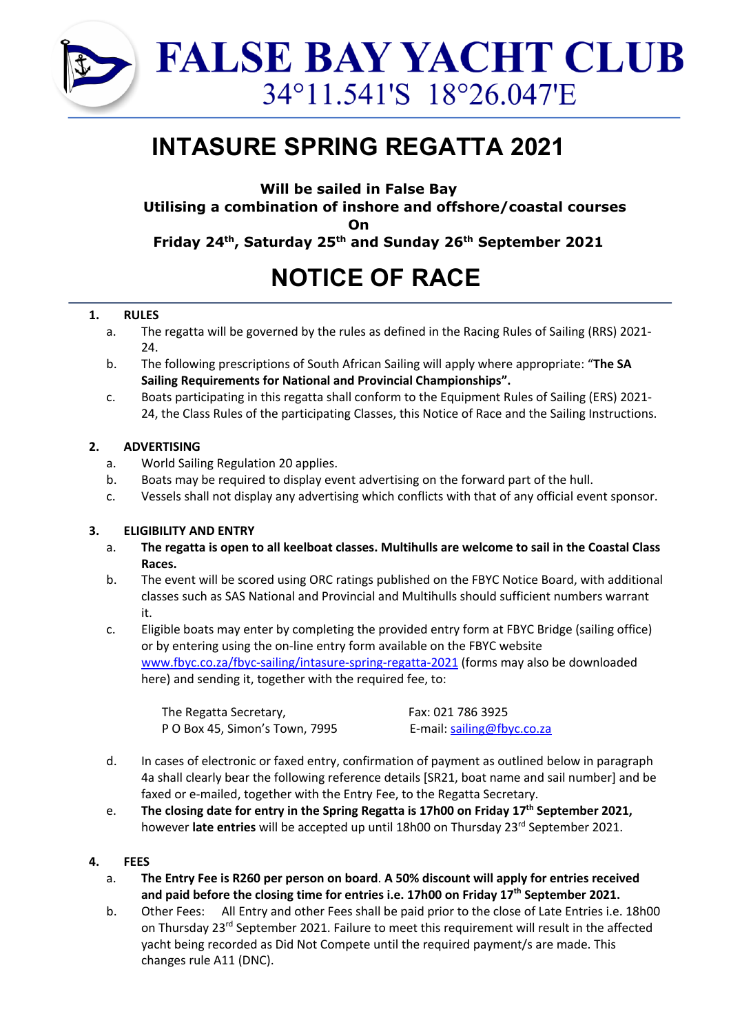# FALSE BAY YACHT CLUB

34°11.541'S 18°26.047'E

# INTASURE SPRING REGATTA 2021

**Will be sailed in False Bay**
**Utilising a combination of inshore and offshore/coastal courses**
**On**
**Friday 24th, Saturday 25th and Sunday 26th September 2021**

# NOTICE OF RACE

## 1. RULES

a. The regatta will be governed by the rules as defined in the Racing Rules of Sailing (RRS) 2021-24.

b. The following prescriptions of South African Sailing will apply where appropriate: "**The SA Sailing Requirements for National and Provincial Championships".**

c. Boats participating in this regatta shall conform to the Equipment Rules of Sailing (ERS) 2021-24, the Class Rules of the participating Classes, this Notice of Race and the Sailing Instructions.

## 2. ADVERTISING

a. World Sailing Regulation 20 applies.

b. Boats may be required to display event advertising on the forward part of the hull.

c. Vessels shall not display any advertising which conflicts with that of any official event sponsor.

## 3. ELIGIBILITY AND ENTRY

a. **The regatta is open to all keelboat classes. Multihulls are welcome to sail in the Coastal Class Races.**

b. The event will be scored using ORC ratings published on the FBYC Notice Board, with additional classes such as SAS National and Provincial and Multihulls should sufficient numbers warrant it.

c. Eligible boats may enter by completing the provided entry form at FBYC Bridge (sailing office) or by entering using the on-line entry form available on the FBYC website www.fbyc.co.za/fbyc-sailing/intasure-spring-regatta-2021 (forms may also be downloaded here) and sending it, together with the required fee, to:

| | |
|---|---|
| The Regatta Secretary, | Fax: 021 786 3925 |
| P O Box 45, Simon's Town, 7995 | E-mail: sailing@fbyc.co.za |

d. In cases of electronic or faxed entry, confirmation of payment as outlined below in paragraph 4a shall clearly bear the following reference details [SR21, boat name and sail number] and be faxed or e-mailed, together with the Entry Fee, to the Regatta Secretary.

e. **The closing date for entry in the Spring Regatta is 17h00 on Friday 17th September 2021,** however **late entries** will be accepted up until 18h00 on Thursday 23rd September 2021.

## 4. FEES

a. **The Entry Fee is R260 per person on board**. **A 50% discount will apply for entries received and paid before the closing time for entries i.e. 17h00 on Friday 17th September 2021.**

b. Other Fees: All Entry and other Fees shall be paid prior to the close of Late Entries i.e. 18h00 on Thursday 23rd September 2021. Failure to meet this requirement will result in the affected yacht being recorded as Did Not Compete until the required payment/s are made. This changes rule A11 (DNC).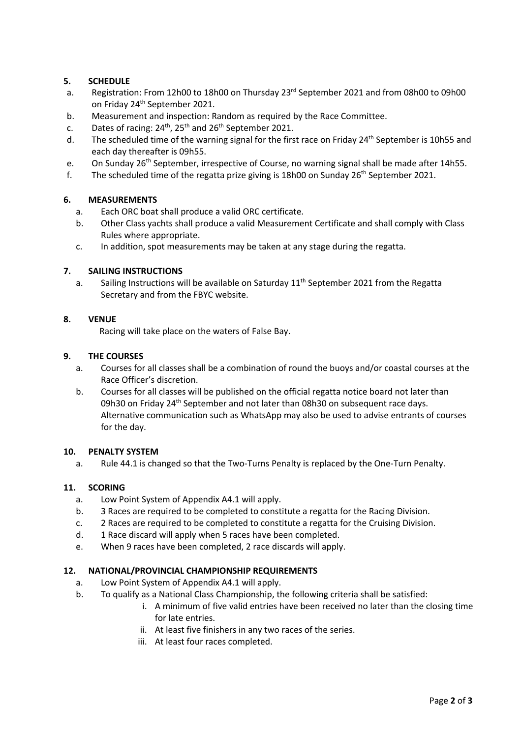## 5. SCHEDULE

a. Registration: From 12h00 to 18h00 on Thursday 23rd September 2021 and from 08h00 to 09h00 on Friday 24th September 2021.
b. Measurement and inspection: Random as required by the Race Committee.
c. Dates of racing: 24th, 25th and 26th September 2021.
d. The scheduled time of the warning signal for the first race on Friday 24th September is 10h55 and each day thereafter is 09h55.
e. On Sunday 26th September, irrespective of Course, no warning signal shall be made after 14h55.
f. The scheduled time of the regatta prize giving is 18h00 on Sunday 26th September 2021.

## 6. MEASUREMENTS

a. Each ORC boat shall produce a valid ORC certificate.
b. Other Class yachts shall produce a valid Measurement Certificate and shall comply with Class Rules where appropriate.
c. In addition, spot measurements may be taken at any stage during the regatta.

## 7. SAILING INSTRUCTIONS

a. Sailing Instructions will be available on Saturday 11th September 2021 from the Regatta Secretary and from the FBYC website.

## 8. VENUE

Racing will take place on the waters of False Bay.

## 9. THE COURSES

a. Courses for all classes shall be a combination of round the buoys and/or coastal courses at the Race Officer's discretion.
b. Courses for all classes will be published on the official regatta notice board not later than 09h30 on Friday 24th September and not later than 08h30 on subsequent race days. Alternative communication such as WhatsApp may also be used to advise entrants of courses for the day.

## 10. PENALTY SYSTEM

a. Rule 44.1 is changed so that the Two-Turns Penalty is replaced by the One-Turn Penalty.

## 11. SCORING

a. Low Point System of Appendix A4.1 will apply.
b. 3 Races are required to be completed to constitute a regatta for the Racing Division.
c. 2 Races are required to be completed to constitute a regatta for the Cruising Division.
d. 1 Race discard will apply when 5 races have been completed.
e. When 9 races have been completed, 2 race discards will apply.

## 12. NATIONAL/PROVINCIAL CHAMPIONSHIP REQUIREMENTS

a. Low Point System of Appendix A4.1 will apply.
b. To qualify as a National Class Championship, the following criteria shall be satisfied:
   i. A minimum of five valid entries have been received no later than the closing time for late entries.
   ii. At least five finishers in any two races of the series.
   iii. At least four races completed.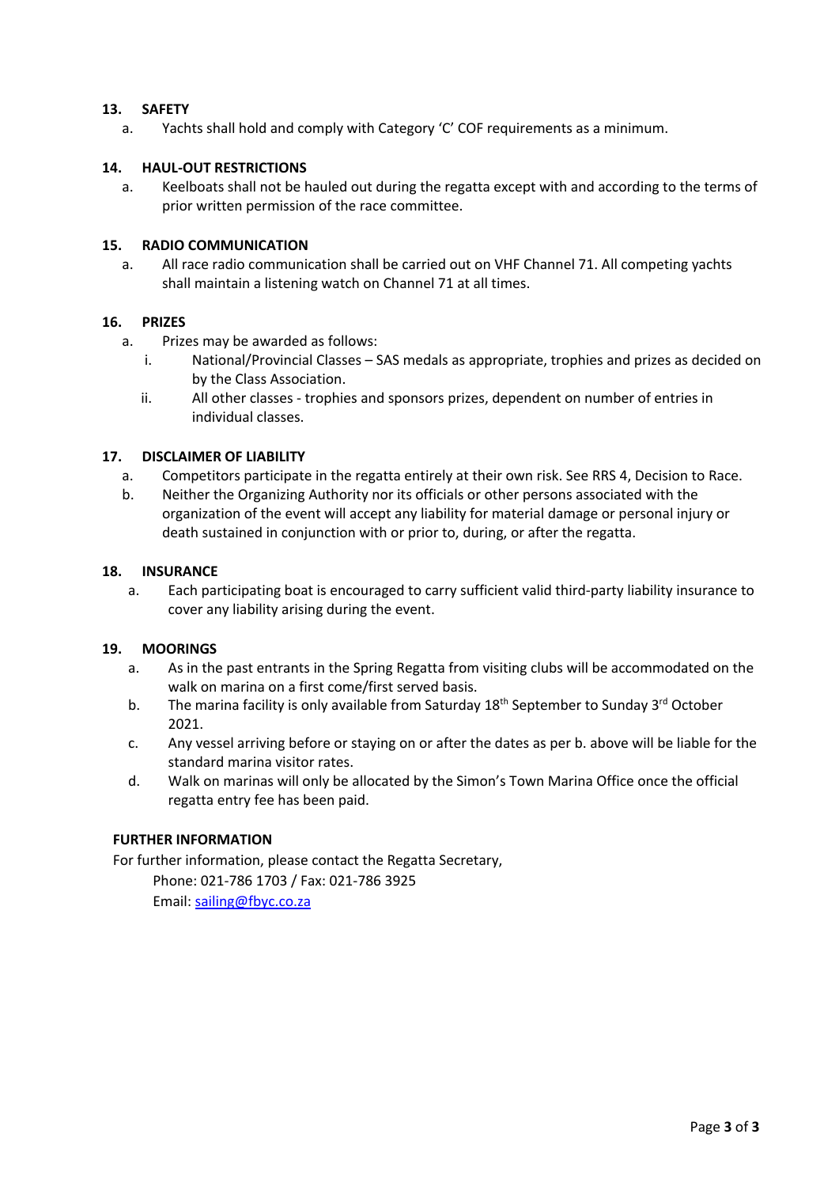## 13. SAFETY

a. Yachts shall hold and comply with Category 'C' COF requirements as a minimum.

## 14. HAUL-OUT RESTRICTIONS

a. Keelboats shall not be hauled out during the regatta except with and according to the terms of prior written permission of the race committee.

## 15. RADIO COMMUNICATION

a. All race radio communication shall be carried out on VHF Channel 71. All competing yachts shall maintain a listening watch on Channel 71 at all times.

## 16. PRIZES

a. Prizes may be awarded as follows:
   i. National/Provincial Classes – SAS medals as appropriate, trophies and prizes as decided on by the Class Association.
   ii. All other classes - trophies and sponsors prizes, dependent on number of entries in individual classes.

## 17. DISCLAIMER OF LIABILITY

a. Competitors participate in the regatta entirely at their own risk. See RRS 4, Decision to Race.

b. Neither the Organizing Authority nor its officials or other persons associated with the organization of the event will accept any liability for material damage or personal injury or death sustained in conjunction with or prior to, during, or after the regatta.

## 18. INSURANCE

a. Each participating boat is encouraged to carry sufficient valid third-party liability insurance to cover any liability arising during the event.

## 19. MOORINGS

a. As in the past entrants in the Spring Regatta from visiting clubs will be accommodated on the walk on marina on a first come/first served basis.

b. The marina facility is only available from Saturday 18th September to Sunday 3rd October 2021.

c. Any vessel arriving before or staying on or after the dates as per b. above will be liable for the standard marina visitor rates.

d. Walk on marinas will only be allocated by the Simon's Town Marina Office once the official regatta entry fee has been paid.

## FURTHER INFORMATION

For further information, please contact the Regatta Secretary,

Phone: 021-786 1703 / Fax: 021-786 3925

Email: sailing@fbyc.co.za